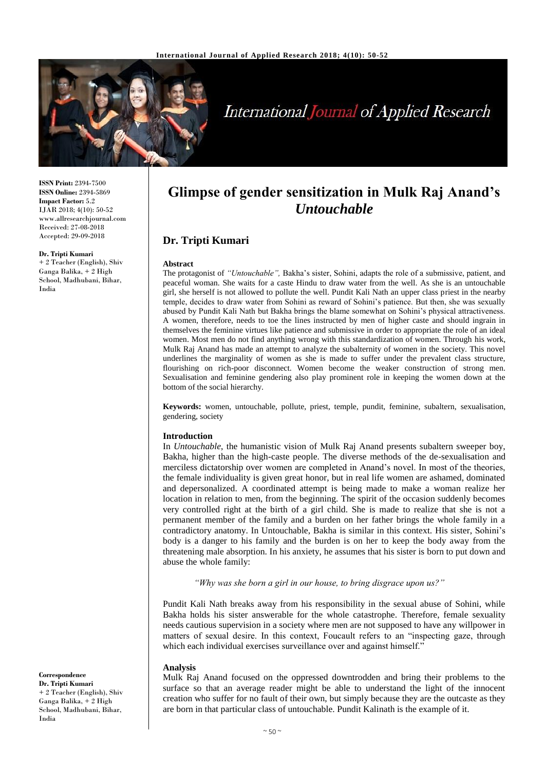**ISSN Print:** 2394-7500
**ISSN Online:** 2394-5869
**Impact Factor:** 5.2
IJAR 2018; 4(10): 50-52
www.allresearchjournal.com
Received: 27-08-2018
Accepted: 29-09-2018

**Dr. Tripti Kumari**
+ 2 Teacher (English), Shiv Ganga Balika, + 2 High School, Madhubani, Bihar, India

**Correspondence**
**Dr. Tripti Kumari**
+ 2 Teacher (English), Shiv Ganga Balika, + 2 High School, Madhubani, Bihar, India

# Glimpse of gender sensitization in Mulk Raj Anand's *Untouchable*

## Dr. Tripti Kumari

### Abstract

The protagonist of *"Untouchable",* Bakha's sister, Sohini, adapts the role of a submissive, patient, and peaceful woman. She waits for a caste Hindu to draw water from the well. As she is an untouchable girl, she herself is not allowed to pollute the well. Pundit Kali Nath an upper class priest in the nearby temple, decides to draw water from Sohini as reward of Sohini's patience. But then, she was sexually abused by Pundit Kali Nath but Bakha brings the blame somewhat on Sohini's physical attractiveness. A women, therefore, needs to toe the lines instructed by men of higher caste and should ingrain in themselves the feminine virtues like patience and submissive in order to appropriate the role of an ideal women. Most men do not find anything wrong with this standardization of women. Through his work, Mulk Raj Anand has made an attempt to analyze the subalternity of women in the society. This novel underlines the marginality of women as she is made to suffer under the prevalent class structure, flourishing on rich-poor disconnect. Women become the weaker construction of strong men. Sexualisation and feminine gendering also play prominent role in keeping the women down at the bottom of the social hierarchy.

**Keywords:** women, untouchable, pollute, priest, temple, pundit, feminine, subaltern, sexualisation, gendering, society

### Introduction

In *Untouchable*, the humanistic vision of Mulk Raj Anand presents subaltern sweeper boy, Bakha, higher than the high-caste people. The diverse methods of the de-sexualisation and merciless dictatorship over women are completed in Anand's novel. In most of the theories, the female individuality is given great honor, but in real life women are ashamed, dominated and depersonalized. A coordinated attempt is being made to make a woman realize her location in relation to men, from the beginning. The spirit of the occasion suddenly becomes very controlled right at the birth of a girl child. She is made to realize that she is not a permanent member of the family and a burden on her father brings the whole family in a contradictory anatomy. In Untouchable, Bakha is similar in this context. His sister, Sohini's body is a danger to his family and the burden is on her to keep the body away from the threatening male absorption. In his anxiety, he assumes that his sister is born to put down and abuse the whole family:

> *"Why was she born a girl in our house, to bring disgrace upon us?"*

Pundit Kali Nath breaks away from his responsibility in the sexual abuse of Sohini, while Bakha holds his sister answerable for the whole catastrophe. Therefore, female sexuality needs cautious supervision in a society where men are not supposed to have any willpower in matters of sexual desire. In this context, Foucault refers to an "inspecting gaze, through which each individual exercises surveillance over and against himself."

### Analysis

Mulk Raj Anand focused on the oppressed downtrodden and bring their problems to the surface so that an average reader might be able to understand the light of the innocent creation who suffer for no fault of their own, but simply because they are the outcaste as they are born in that particular class of untouchable. Pundit Kalinath is the example of it.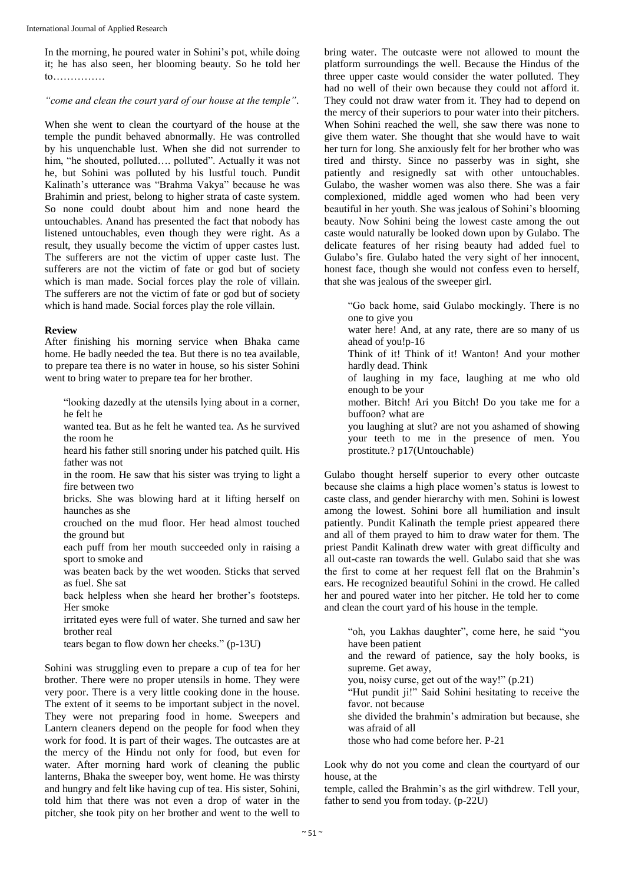In the morning, he poured water in Sohini's pot, while doing it; he has also seen, her blooming beauty. So he told her to……………

*"come and clean the court yard of our house at the temple".*

When she went to clean the courtyard of the house at the temple the pundit behaved abnormally. He was controlled by his unquenchable lust. When she did not surrender to him, "he shouted, polluted…. polluted". Actually it was not he, but Sohini was polluted by his lustful touch. Pundit Kalinath's utterance was "Brahma Vakya" because he was Brahimin and priest, belong to higher strata of caste system. So none could doubt about him and none heard the untouchables. Anand has presented the fact that nobody has listened untouchables, even though they were right. As a result, they usually become the victim of upper castes lust. The sufferers are not the victim of upper caste lust. The sufferers are not the victim of fate or god but of society which is man made. Social forces play the role of villain. The sufferers are not the victim of fate or god but of society which is hand made. Social forces play the role villain.

## Review

After finishing his morning service when Bhaka came home. He badly needed the tea. But there is no tea available, to prepare tea there is no water in house, so his sister Sohini went to bring water to prepare tea for her brother.

> "looking dazedly at the utensils lying about in a corner, he felt he
> wanted tea. But as he felt he wanted tea. As he survived the room he
> heard his father still snoring under his patched quilt. His father was not
> in the room. He saw that his sister was trying to light a fire between two
> bricks. She was blowing hard at it lifting herself on haunches as she
> crouched on the mud floor. Her head almost touched the ground but
> each puff from her mouth succeeded only in raising a sport to smoke and
> was beaten back by the wet wooden. Sticks that served as fuel. She sat
> back helpless when she heard her brother's footsteps. Her smoke
> irritated eyes were full of water. She turned and saw her brother real
> tears began to flow down her cheeks." (p-13U)

Sohini was struggling even to prepare a cup of tea for her brother. There were no proper utensils in home. They were very poor. There is a very little cooking done in the house. The extent of it seems to be important subject in the novel. They were not preparing food in home. Sweepers and Lantern cleaners depend on the people for food when they work for food. It is part of their wages. The outcastes are at the mercy of the Hindu not only for food, but even for water. After morning hard work of cleaning the public lanterns, Bhaka the sweeper boy, went home. He was thirsty and hungry and felt like having cup of tea. His sister, Sohini, told him that there was not even a drop of water in the pitcher, she took pity on her brother and went to the well to bring water. The outcaste were not allowed to mount the platform surroundings the well. Because the Hindus of the three upper caste would consider the water polluted. They had no well of their own because they could not afford it. They could not draw water from it. They had to depend on the mercy of their superiors to pour water into their pitchers. When Sohini reached the well, she saw there was none to give them water. She thought that she would have to wait her turn for long. She anxiously felt for her brother who was tired and thirsty. Since no passerby was in sight, she patiently and resignedly sat with other untouchables. Gulabo, the washer women was also there. She was a fair complexioned, middle aged women who had been very beautiful in her youth. She was jealous of Sohini's blooming beauty. Now Sohini being the lowest caste among the out caste would naturally be looked down upon by Gulabo. The delicate features of her rising beauty had added fuel to Gulabo's fire. Gulabo hated the very sight of her innocent, honest face, though she would not confess even to herself, that she was jealous of the sweeper girl.

> "Go back home, said Gulabo mockingly. There is no one to give you
> water here! And, at any rate, there are so many of us ahead of you!p-16
> Think of it! Think of it! Wanton! And your mother hardly dead. Think
> of laughing in my face, laughing at me who old enough to be your
> mother. Bitch! Ari you Bitch! Do you take me for a buffoon? what are
> you laughing at slut? are not you ashamed of showing your teeth to me in the presence of men. You prostitute.? p17(Untouchable)

Gulabo thought herself superior to every other outcaste because she claims a high place women's status is lowest to caste class, and gender hierarchy with men. Sohini is lowest among the lowest. Sohini bore all humiliation and insult patiently. Pundit Kalinath the temple priest appeared there and all of them prayed to him to draw water for them. The priest Pandit Kalinath drew water with great difficulty and all out-caste ran towards the well. Gulabo said that she was the first to come at her request fell flat on the Brahmin's ears. He recognized beautiful Sohini in the crowd. He called her and poured water into her pitcher. He told her to come and clean the court yard of his house in the temple.

> "oh, you Lakhas daughter", come here, he said "you have been patient
> and the reward of patience, say the holy books, is supreme. Get away,
> you, noisy curse, get out of the way!" (p.21)
> "Hut pundit ji!" Said Sohini hesitating to receive the favor. not because
> she divided the brahmin's admiration but because, she was afraid of all
> those who had come before her. P-21

Look why do not you come and clean the courtyard of our house, at the
temple, called the Brahmin's as the girl withdrew. Tell your, father to send you from today. (p-22U)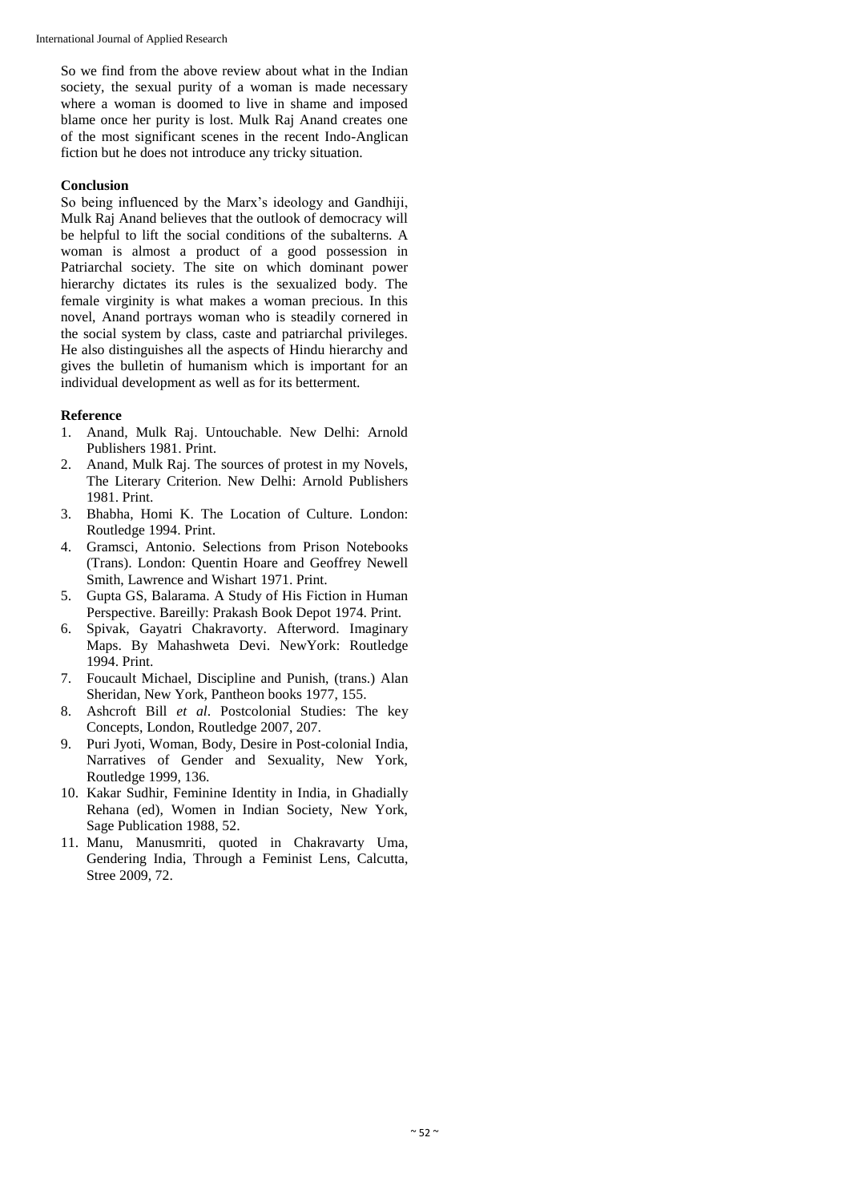So we find from the above review about what in the Indian society, the sexual purity of a woman is made necessary where a woman is doomed to live in shame and imposed blame once her purity is lost. Mulk Raj Anand creates one of the most significant scenes in the recent Indo-Anglican fiction but he does not introduce any tricky situation.

## Conclusion

So being influenced by the Marx's ideology and Gandhiji, Mulk Raj Anand believes that the outlook of democracy will be helpful to lift the social conditions of the subalterns. A woman is almost a product of a good possession in Patriarchal society. The site on which dominant power hierarchy dictates its rules is the sexualized body. The female virginity is what makes a woman precious. In this novel, Anand portrays woman who is steadily cornered in the social system by class, caste and patriarchal privileges. He also distinguishes all the aspects of Hindu hierarchy and gives the bulletin of humanism which is important for an individual development as well as for its betterment.

## Reference

1. Anand, Mulk Raj. Untouchable. New Delhi: Arnold Publishers 1981. Print.
2. Anand, Mulk Raj. The sources of protest in my Novels, The Literary Criterion. New Delhi: Arnold Publishers 1981. Print.
3. Bhabha, Homi K. The Location of Culture. London: Routledge 1994. Print.
4. Gramsci, Antonio. Selections from Prison Notebooks (Trans). London: Quentin Hoare and Geoffrey Newell Smith, Lawrence and Wishart 1971. Print.
5. Gupta GS, Balarama. A Study of His Fiction in Human Perspective. Bareilly: Prakash Book Depot 1974. Print.
6. Spivak, Gayatri Chakravorty. Afterword. Imaginary Maps. By Mahashweta Devi. NewYork: Routledge 1994. Print.
7. Foucault Michael, Discipline and Punish, (trans.) Alan Sheridan, New York, Pantheon books 1977, 155.
8. Ashcroft Bill *et al*. Postcolonial Studies: The key Concepts, London, Routledge 2007, 207.
9. Puri Jyoti, Woman, Body, Desire in Post-colonial India, Narratives of Gender and Sexuality, New York, Routledge 1999, 136.
10. Kakar Sudhir, Feminine Identity in India, in Ghadially Rehana (ed), Women in Indian Society, New York, Sage Publication 1988, 52.
11. Manu, Manusmriti, quoted in Chakravarty Uma, Gendering India, Through a Feminist Lens, Calcutta, Stree 2009, 72.